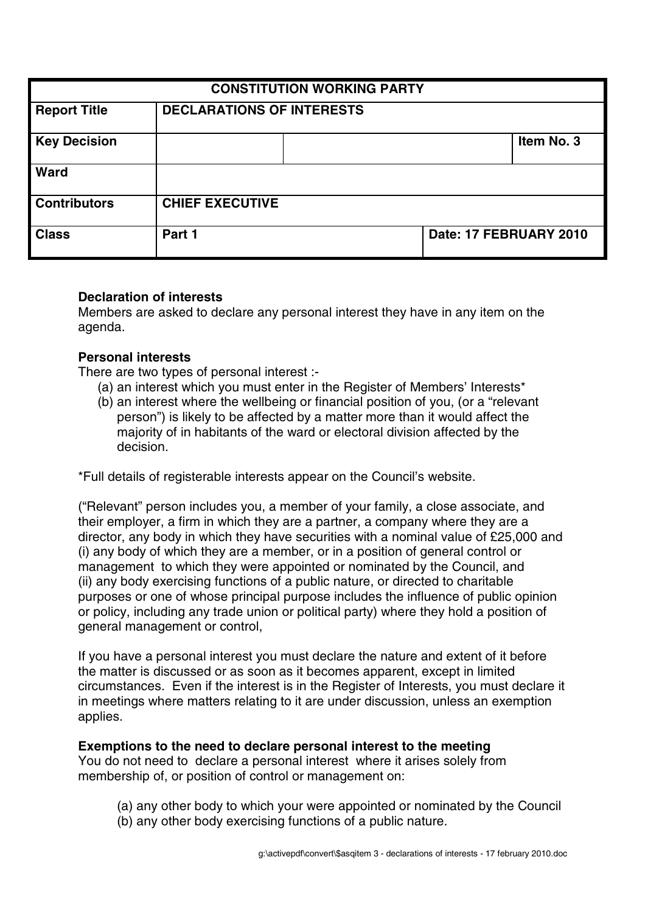| CONSTITUTION WORKING PARTY | | | |
|---|---|---|---|
| **Report Title** | **DECLARATIONS OF INTERESTS** | | |
| **Key Decision** | | | **Item No. 3** |
| **Ward** | | | |
| **Contributors** | **CHIEF EXECUTIVE** | | |
| **Class** | **Part 1** | | **Date: 17 FEBRUARY 2010** |

**Declaration of interests**
Members are asked to declare any personal interest they have in any item on the agenda.

**Personal interests**
There are two types of personal interest :-

(a) an interest which you must enter in the Register of Members' Interests*
(b) an interest where the wellbeing or financial position of you, (or a "relevant person") is likely to be affected by a matter more than it would affect the majority of in habitants of the ward or electoral division affected by the decision.

*Full details of registerable interests appear on the Council's website.

("Relevant" person includes you, a member of your family, a close associate, and their employer, a firm in which they are a partner, a company where they are a director, any body in which they have securities with a nominal value of £25,000 and (i) any body of which they are a member, or in a position of general control or management to which they were appointed or nominated by the Council, and (ii) any body exercising functions of a public nature, or directed to charitable purposes or one of whose principal purpose includes the influence of public opinion or policy, including any trade union or political party) where they hold a position of general management or control,

If you have a personal interest you must declare the nature and extent of it before the matter is discussed or as soon as it becomes apparent, except in limited circumstances. Even if the interest is in the Register of Interests, you must declare it in meetings where matters relating to it are under discussion, unless an exemption applies.

**Exemptions to the need to declare personal interest to the meeting**
You do not need to declare a personal interest where it arises solely from membership of, or position of control or management on:

(a) any other body to which your were appointed or nominated by the Council
(b) any other body exercising functions of a public nature.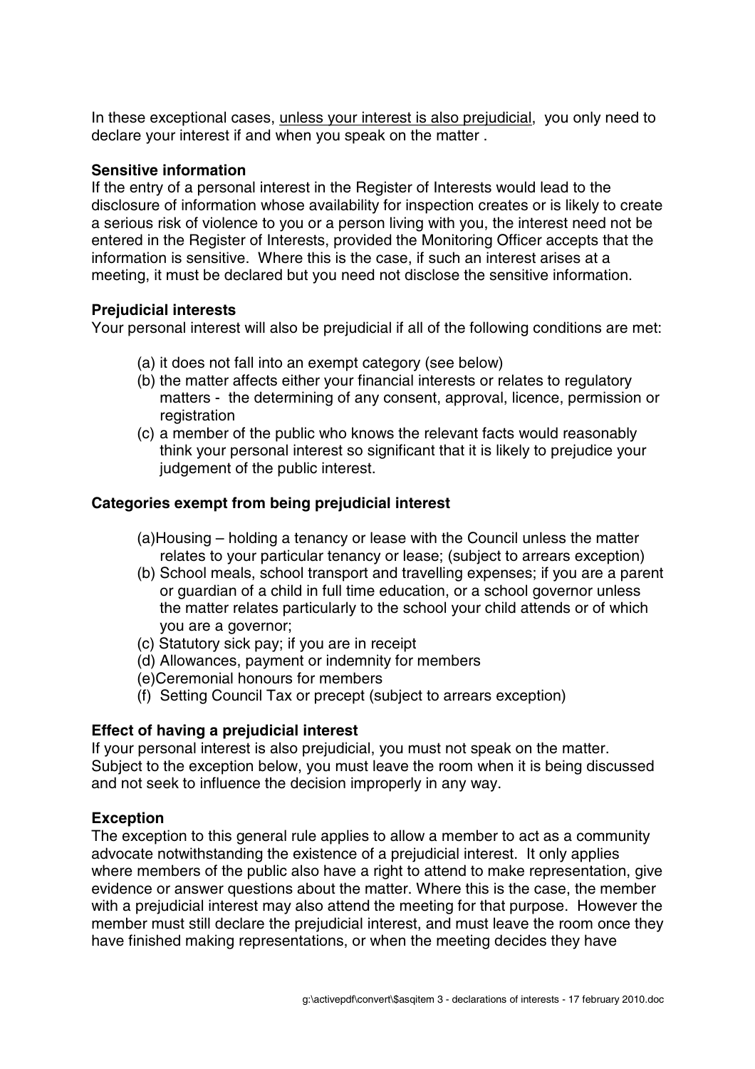In these exceptional cases, unless your interest is also prejudicial, you only need to declare your interest if and when you speak on the matter .

**Sensitive information**
If the entry of a personal interest in the Register of Interests would lead to the disclosure of information whose availability for inspection creates or is likely to create a serious risk of violence to you or a person living with you, the interest need not be entered in the Register of Interests, provided the Monitoring Officer accepts that the information is sensitive. Where this is the case, if such an interest arises at a meeting, it must be declared but you need not disclose the sensitive information.

**Prejudicial interests**
Your personal interest will also be prejudicial if all of the following conditions are met:

(a) it does not fall into an exempt category (see below)
(b) the matter affects either your financial interests or relates to regulatory matters - the determining of any consent, approval, licence, permission or registration
(c) a member of the public who knows the relevant facts would reasonably think your personal interest so significant that it is likely to prejudice your judgement of the public interest.

**Categories exempt from being prejudicial interest**

(a) Housing – holding a tenancy or lease with the Council unless the matter relates to your particular tenancy or lease; (subject to arrears exception)
(b) School meals, school transport and travelling expenses; if you are a parent or guardian of a child in full time education, or a school governor unless the matter relates particularly to the school your child attends or of which you are a governor;
(c) Statutory sick pay; if you are in receipt
(d) Allowances, payment or indemnity for members
(e) Ceremonial honours for members
(f) Setting Council Tax or precept (subject to arrears exception)

**Effect of having a prejudicial interest**
If your personal interest is also prejudicial, you must not speak on the matter. Subject to the exception below, you must leave the room when it is being discussed and not seek to influence the decision improperly in any way.

**Exception**
The exception to this general rule applies to allow a member to act as a community advocate notwithstanding the existence of a prejudicial interest. It only applies where members of the public also have a right to attend to make representation, give evidence or answer questions about the matter. Where this is the case, the member with a prejudicial interest may also attend the meeting for that purpose. However the member must still declare the prejudicial interest, and must leave the room once they have finished making representations, or when the meeting decides they have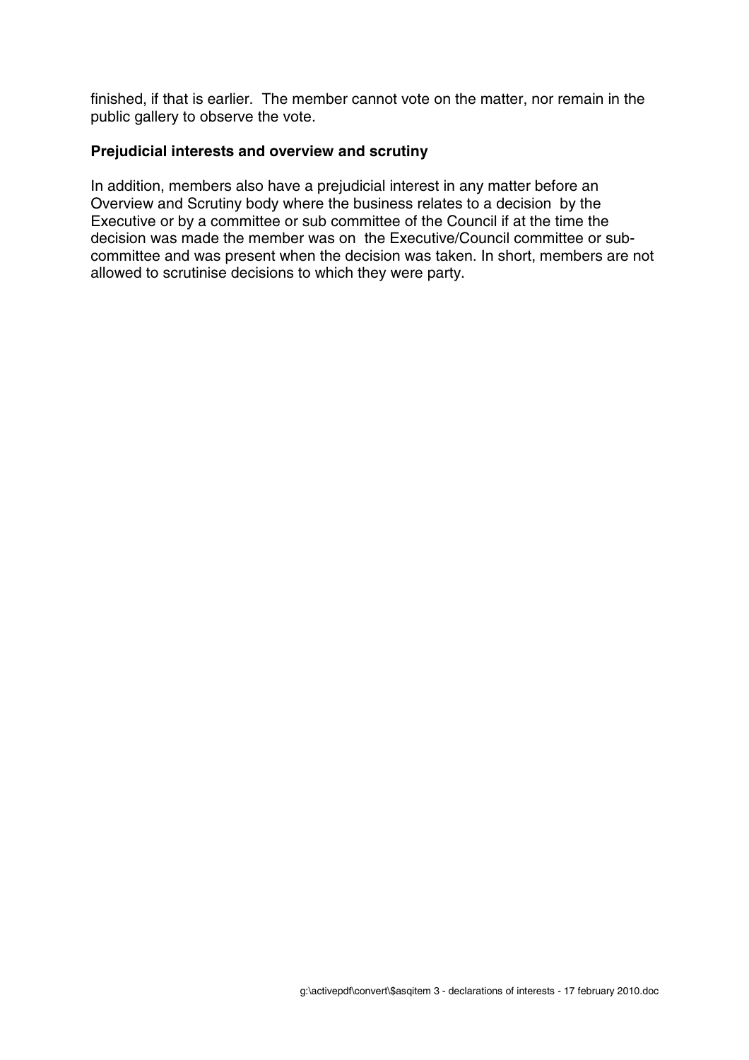finished, if that is earlier. The member cannot vote on the matter, nor remain in the public gallery to observe the vote.

**Prejudicial interests and overview and scrutiny**

In addition, members also have a prejudicial interest in any matter before an Overview and Scrutiny body where the business relates to a decision by the Executive or by a committee or sub committee of the Council if at the time the decision was made the member was on the Executive/Council committee or sub-committee and was present when the decision was taken. In short, members are not allowed to scrutinise decisions to which they were party.